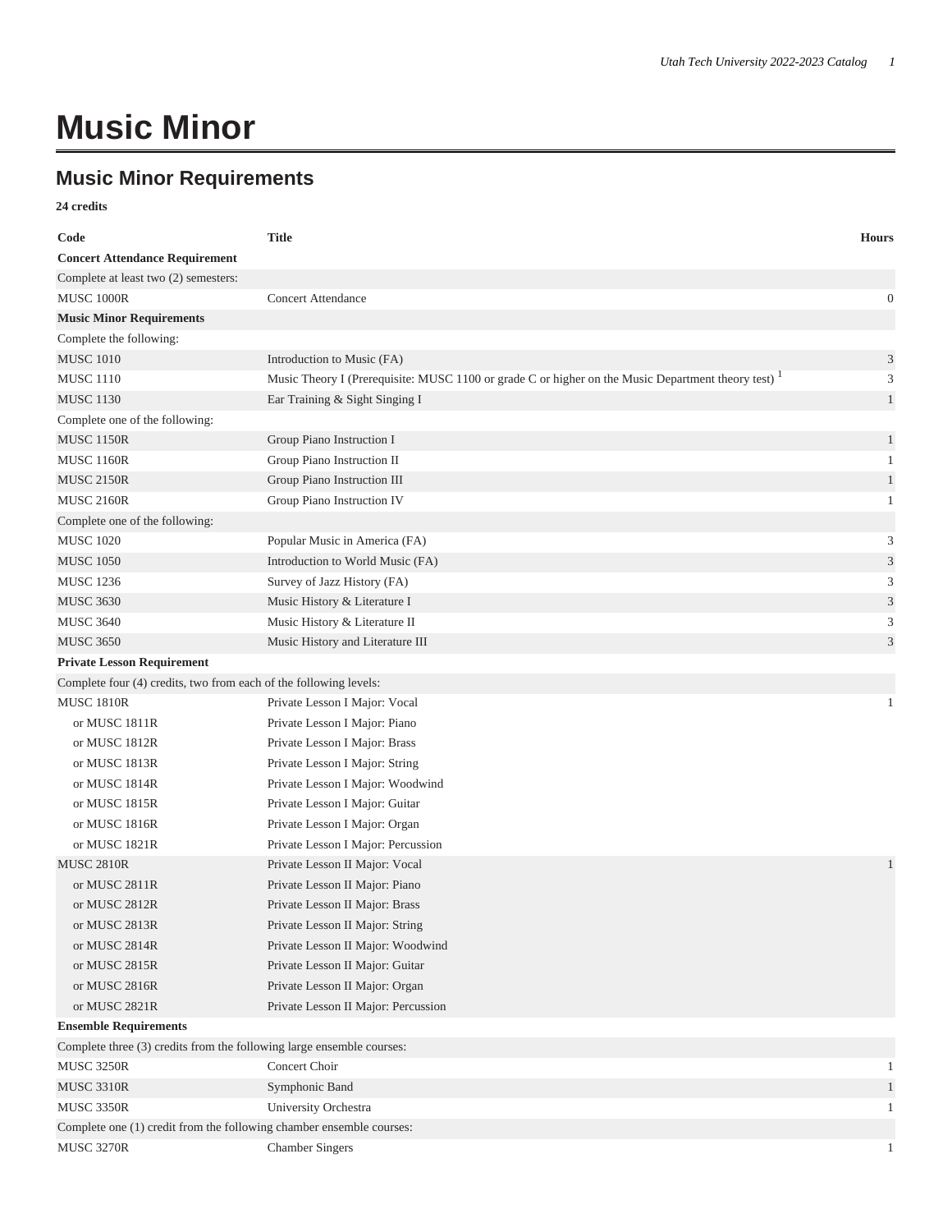# Music Minor

## Music Minor Requirements

**24 credits**

| Code | Title | Hours |
|---|---|---|
| **Concert Attendance Requirement** | | |
| Complete at least two (2) semesters: | | |
| MUSC 1000R | Concert Attendance | 0 |
| **Music Minor Requirements** | | |
| Complete the following: | | |
| MUSC 1010 | Introduction to Music (FA) | 3 |
| MUSC 1110 | Music Theory I (Prerequisite: MUSC 1100 or grade C or higher on the Music Department theory test) [1] | 3 |
| MUSC 1130 | Ear Training & Sight Singing I | 1 |
| Complete one of the following: | | |
| MUSC 1150R | Group Piano Instruction I | 1 |
| MUSC 1160R | Group Piano Instruction II | 1 |
| MUSC 2150R | Group Piano Instruction III | 1 |
| MUSC 2160R | Group Piano Instruction IV | 1 |
| Complete one of the following: | | |
| MUSC 1020 | Popular Music in America (FA) | 3 |
| MUSC 1050 | Introduction to World Music (FA) | 3 |
| MUSC 1236 | Survey of Jazz History (FA) | 3 |
| MUSC 3630 | Music History & Literature I | 3 |
| MUSC 3640 | Music History & Literature II | 3 |
| MUSC 3650 | Music History and Literature III | 3 |
| **Private Lesson Requirement** | | |
| Complete four (4) credits, two from each of the following levels: | | |
| MUSC 1810R | Private Lesson I Major: Vocal | 1 |
| or MUSC 1811R | Private Lesson I Major: Piano | |
| or MUSC 1812R | Private Lesson I Major: Brass | |
| or MUSC 1813R | Private Lesson I Major: String | |
| or MUSC 1814R | Private Lesson I Major: Woodwind | |
| or MUSC 1815R | Private Lesson I Major: Guitar | |
| or MUSC 1816R | Private Lesson I Major: Organ | |
| or MUSC 1821R | Private Lesson I Major: Percussion | |
| MUSC 2810R | Private Lesson II Major: Vocal | 1 |
| or MUSC 2811R | Private Lesson II Major: Piano | |
| or MUSC 2812R | Private Lesson II Major: Brass | |
| or MUSC 2813R | Private Lesson II Major: String | |
| or MUSC 2814R | Private Lesson II Major: Woodwind | |
| or MUSC 2815R | Private Lesson II Major: Guitar | |
| or MUSC 2816R | Private Lesson II Major: Organ | |
| or MUSC 2821R | Private Lesson II Major: Percussion | |
| **Ensemble Requirements** | | |
| Complete three (3) credits from the following large ensemble courses: | | |
| MUSC 3250R | Concert Choir | 1 |
| MUSC 3310R | Symphonic Band | 1 |
| MUSC 3350R | University Orchestra | 1 |
| Complete one (1) credit from the following chamber ensemble courses: | | |
| MUSC 3270R | Chamber Singers | 1 |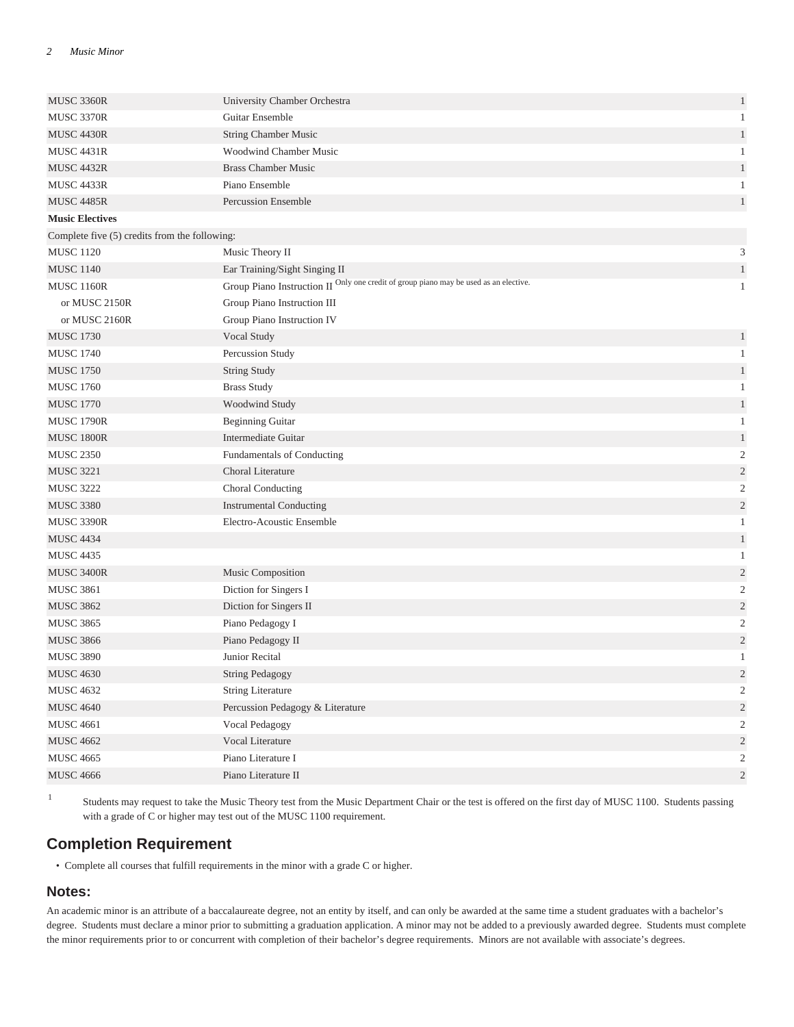| | | |
|---|---|---|
| MUSC 3360R | University Chamber Orchestra | 1 |
| MUSC 3370R | Guitar Ensemble | 1 |
| MUSC 4430R | String Chamber Music | 1 |
| MUSC 4431R | Woodwind Chamber Music | 1 |
| MUSC 4432R | Brass Chamber Music | 1 |
| MUSC 4433R | Piano Ensemble | 1 |
| MUSC 4485R | Percussion Ensemble | 1 |
| **Music Electives** | | |
| Complete five (5) credits from the following: | | |
| MUSC 1120 | Music Theory II | 3 |
| MUSC 1140 | Ear Training/Sight Singing II | 1 |
| MUSC 1160R | Group Piano Instruction II [Only one credit of group piano may be used as an elective.] | 1 |
| or MUSC 2150R | Group Piano Instruction III | |
| or MUSC 2160R | Group Piano Instruction IV | |
| MUSC 1730 | Vocal Study | 1 |
| MUSC 1740 | Percussion Study | 1 |
| MUSC 1750 | String Study | 1 |
| MUSC 1760 | Brass Study | 1 |
| MUSC 1770 | Woodwind Study | 1 |
| MUSC 1790R | Beginning Guitar | 1 |
| MUSC 1800R | Intermediate Guitar | 1 |
| MUSC 2350 | Fundamentals of Conducting | 2 |
| MUSC 3221 | Choral Literature | 2 |
| MUSC 3222 | Choral Conducting | 2 |
| MUSC 3380 | Instrumental Conducting | 2 |
| MUSC 3390R | Electro-Acoustic Ensemble | 1 |
| MUSC 4434 | | 1 |
| MUSC 4435 | | 1 |
| MUSC 3400R | Music Composition | 2 |
| MUSC 3861 | Diction for Singers I | 2 |
| MUSC 3862 | Diction for Singers II | 2 |
| MUSC 3865 | Piano Pedagogy I | 2 |
| MUSC 3866 | Piano Pedagogy II | 2 |
| MUSC 3890 | Junior Recital | 1 |
| MUSC 4630 | String Pedagogy | 2 |
| MUSC 4632 | String Literature | 2 |
| MUSC 4640 | Percussion Pedagogy & Literature | 2 |
| MUSC 4661 | Vocal Pedagogy | 2 |
| MUSC 4662 | Vocal Literature | 2 |
| MUSC 4665 | Piano Literature I | 2 |
| MUSC 4666 | Piano Literature II | 2 |

[1] Students may request to take the Music Theory test from the Music Department Chair or the test is offered on the first day of MUSC 1100. Students passing with a grade of C or higher may test out of the MUSC 1100 requirement.

## Completion Requirement

- Complete all courses that fulfill requirements in the minor with a grade C or higher.

### Notes:

An academic minor is an attribute of a baccalaureate degree, not an entity by itself, and can only be awarded at the same time a student graduates with a bachelor's degree. Students must declare a minor prior to submitting a graduation application. A minor may not be added to a previously awarded degree. Students must complete the minor requirements prior to or concurrent with completion of their bachelor's degree requirements. Minors are not available with associate's degrees.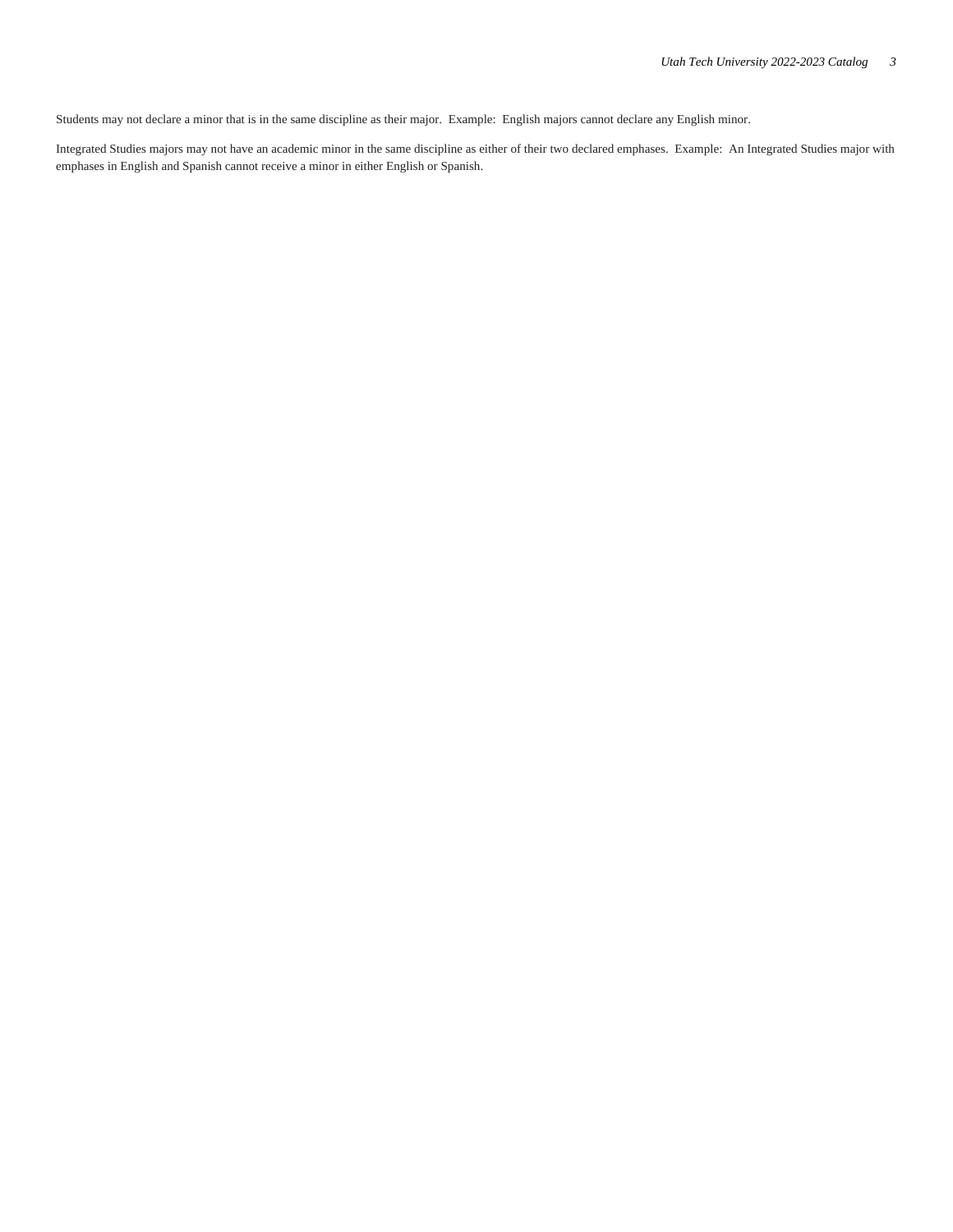Students may not declare a minor that is in the same discipline as their major. Example: English majors cannot declare any English minor.

Integrated Studies majors may not have an academic minor in the same discipline as either of their two declared emphases. Example: An Integrated Studies major with emphases in English and Spanish cannot receive a minor in either English or Spanish.